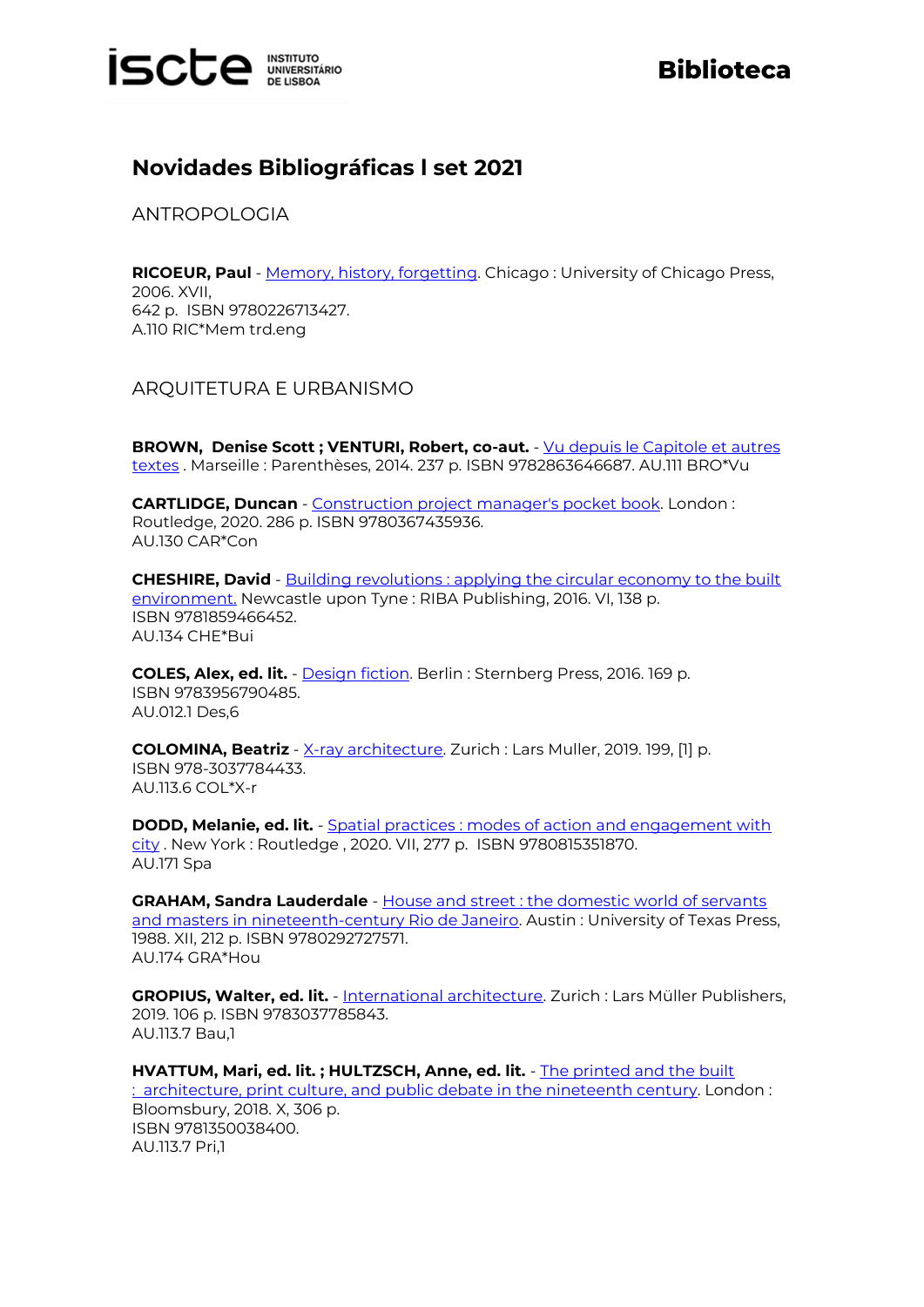# Novidades Bibliográficas l set 2021

## ANTROPOLOGIA

**RICOEUR, Paul** - Memory, history, forgetting. Chicago : University of Chicago Press, 2006. XVII,
642 p. ISBN 9780226713427.
A.110 RIC*Mem trd.eng

## ARQUITETURA E URBANISMO

**BROWN, Denise Scott ; VENTURI, Robert, co-aut.** - Vu depuis le Capitole et autres textes . Marseille : Parenthèses, 2014. 237 p. ISBN 9782863646687. AU.111 BRO*Vu

**CARTLIDGE, Duncan** - Construction project manager's pocket book. London : Routledge, 2020. 286 p. ISBN 9780367435936.
AU.130 CAR*Con

**CHESHIRE, David** - Building revolutions : applying the circular economy to the built environment. Newcastle upon Tyne : RIBA Publishing, 2016. VI, 138 p.
ISBN 9781859466452.
AU.134 CHE*Bui

**COLES, Alex, ed. lit.** - Design fiction. Berlin : Sternberg Press, 2016. 169 p.
ISBN 9783956790485.
AU.012.1 Des,6

**COLOMINA, Beatriz** - X-ray architecture. Zurich : Lars Muller, 2019. 199, [1] p.
ISBN 978-3037784433.
AU.113.6 COL*X-r

**DODD, Melanie, ed. lit.** - Spatial practices : modes of action and engagement with city . New York : Routledge , 2020. VII, 277 p. ISBN 9780815351870.
AU.171 Spa

**GRAHAM, Sandra Lauderdale** - House and street : the domestic world of servants and masters in nineteenth-century Rio de Janeiro. Austin : University of Texas Press, 1988. XII, 212 p. ISBN 9780292727571.
AU.174 GRA*Hou

**GROPIUS, Walter, ed. lit.** - International architecture. Zurich : Lars Müller Publishers, 2019. 106 p. ISBN 9783037785843.
AU.113.7 Bau,1

**HVATTUM, Mari, ed. lit. ; HULTZSCH, Anne, ed. lit.** - The printed and the built : architecture, print culture, and public debate in the nineteenth century. London : Bloomsbury, 2018. X, 306 p.
ISBN 9781350038400.
AU.113.7 Pri,1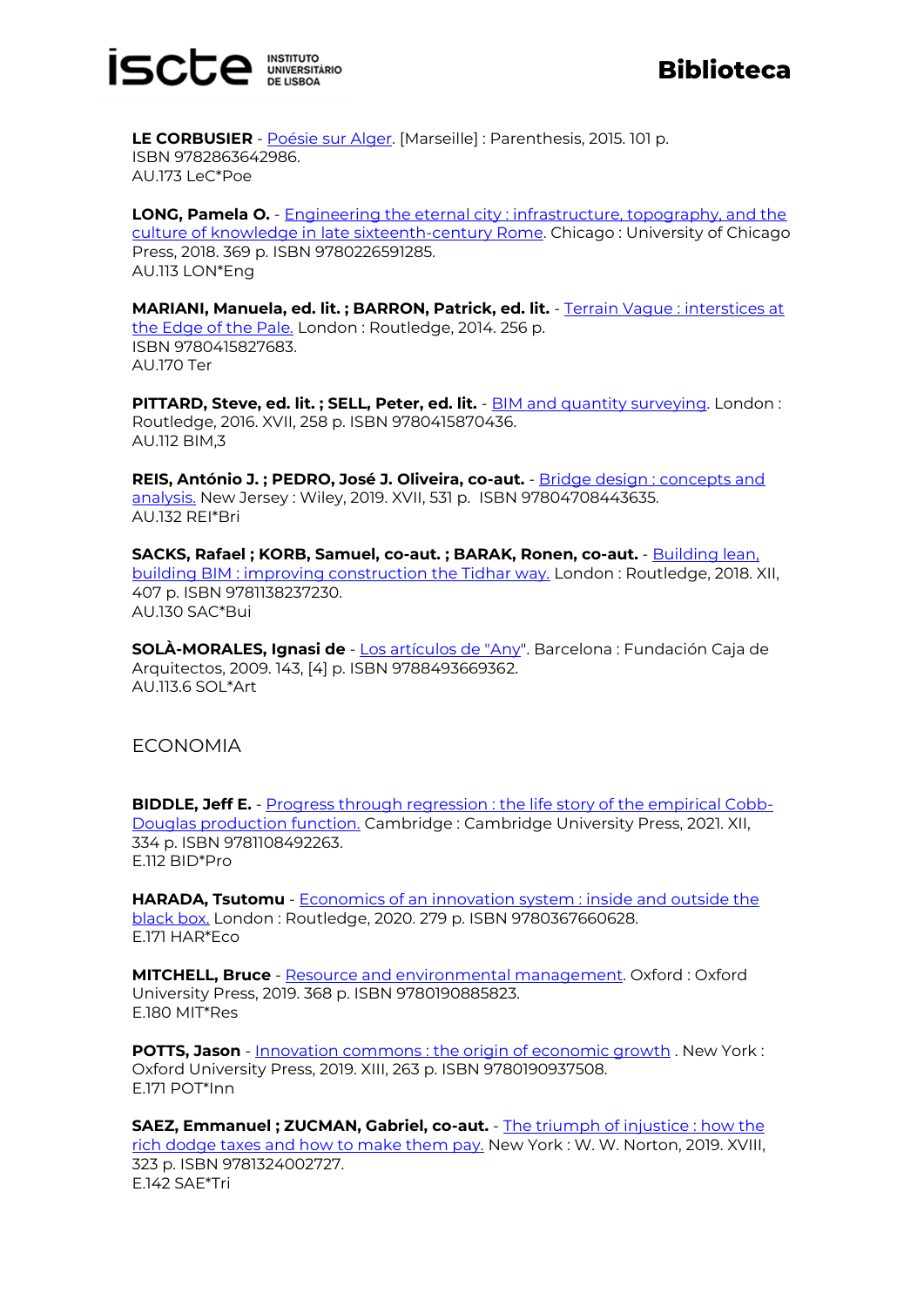**LE CORBUSIER** - Poésie sur Alger. [Marseille] : Parenthesis, 2015. 101 p.
ISBN 9782863642986.
AU.173 LeC*Poe

**LONG, Pamela O.** - Engineering the eternal city : infrastructure, topography, and the culture of knowledge in late sixteenth-century Rome. Chicago : University of Chicago Press, 2018. 369 p. ISBN 9780226591285.
AU.113 LON*Eng

**MARIANI, Manuela, ed. lit. ; BARRON, Patrick, ed. lit.** - Terrain Vague : interstices at the Edge of the Pale. London : Routledge, 2014. 256 p.
ISBN 9780415827683.
AU.170 Ter

**PITTARD, Steve, ed. lit. ; SELL, Peter, ed. lit.** - BIM and quantity surveying. London : Routledge, 2016. XVII, 258 p. ISBN 9780415870436.
AU.112 BIM,3

**REIS, António J. ; PEDRO, José J. Oliveira, co-aut.** - Bridge design : concepts and analysis. New Jersey : Wiley, 2019. XVII, 531 p. ISBN 97804708443635.
AU.132 REI*Bri

**SACKS, Rafael ; KORB, Samuel, co-aut. ; BARAK, Ronen, co-aut.** - Building lean, building BIM : improving construction the Tidhar way. London : Routledge, 2018. XII, 407 p. ISBN 9781138237230.
AU.130 SAC*Bui

**SOLÀ-MORALES, Ignasi de** - Los artículos de "Any". Barcelona : Fundación Caja de Arquitectos, 2009. 143, [4] p. ISBN 9788493669362.
AU.113.6 SOL*Art

## ECONOMIA

**BIDDLE, Jeff E.** - Progress through regression : the life story of the empirical Cobb-Douglas production function. Cambridge : Cambridge University Press, 2021. XII, 334 p. ISBN 9781108492263.
E.112 BID*Pro

**HARADA, Tsutomu** - Economics of an innovation system : inside and outside the black box. London : Routledge, 2020. 279 p. ISBN 9780367660628.
E.171 HAR*Eco

**MITCHELL, Bruce** - Resource and environmental management. Oxford : Oxford University Press, 2019. 368 p. ISBN 9780190885823.
E.180 MIT*Res

**POTTS, Jason** - Innovation commons : the origin of economic growth . New York : Oxford University Press, 2019. XIII, 263 p. ISBN 9780190937508.
E.171 POT*Inn

**SAEZ, Emmanuel ; ZUCMAN, Gabriel, co-aut.** - The triumph of injustice : how the rich dodge taxes and how to make them pay. New York : W. W. Norton, 2019. XVIII, 323 p. ISBN 9781324002727.
E.142 SAE*Tri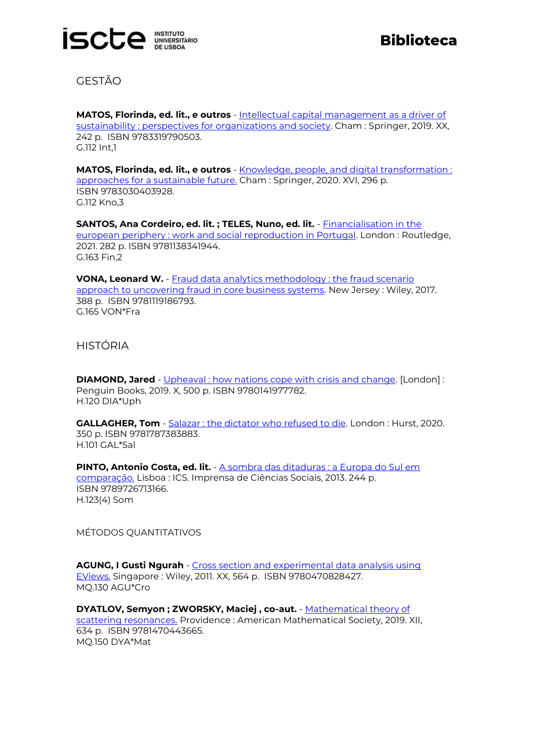## GESTÃO

**MATOS, Florinda, ed. lit., e outros** - Intellectual capital management as a driver of sustainability : perspectives for organizations and society. Cham : Springer, 2019. XX, 242 p. ISBN 9783319790503.
G.112 Int,1

**MATOS, Florinda, ed. lit., e outros** - Knowledge, people, and digital transformation : approaches for a sustainable future. Cham : Springer, 2020. XVI, 296 p.
ISBN 9783030403928.
G.112 Kno,3

**SANTOS, Ana Cordeiro, ed. lit. ; TELES, Nuno, ed. lit.** - Financialisation in the european periphery : work and social reproduction in Portugal. London : Routledge, 2021. 282 p. ISBN 9781138341944.
G.163 Fin,2

**VONA, Leonard W.** - Fraud data analytics methodology : the fraud scenario approach to uncovering fraud in core business systems. New Jersey : Wiley, 2017. 388 p. ISBN 9781119186793.
G.165 VON*Fra

## HISTÓRIA

**DIAMOND, Jared** - Upheaval : how nations cope with crisis and change. [London] : Penguin Books, 2019. X, 500 p. ISBN 9780141977782.
H.120 DIA*Uph

**GALLAGHER, Tom** - Salazar : the dictator who refused to die. London : Hurst, 2020. 350 p. ISBN 9781787383883.
H.101 GAL*Sal

**PINTO, Antonio Costa, ed. lit.** - A sombra das ditaduras : a Europa do Sul em comparação. Lisboa : ICS. Imprensa de Ciências Sociais, 2013. 244 p.
ISBN 9789726713166.
H.123(4) Som

## MÉTODOS QUANTITATIVOS

**AGUNG, I Gusti Ngurah** - Cross section and experimental data analysis using EViews. Singapore : Wiley, 2011. XX, 564 p. ISBN 9780470828427.
MQ.130 AGU*Cro

**DYATLOV, Semyon ; ZWORSKY, Maciej , co-aut.** - Mathematical theory of scattering resonances. Providence : American Mathematical Society, 2019. XII, 634 p. ISBN 9781470443665.
MQ.150 DYA*Mat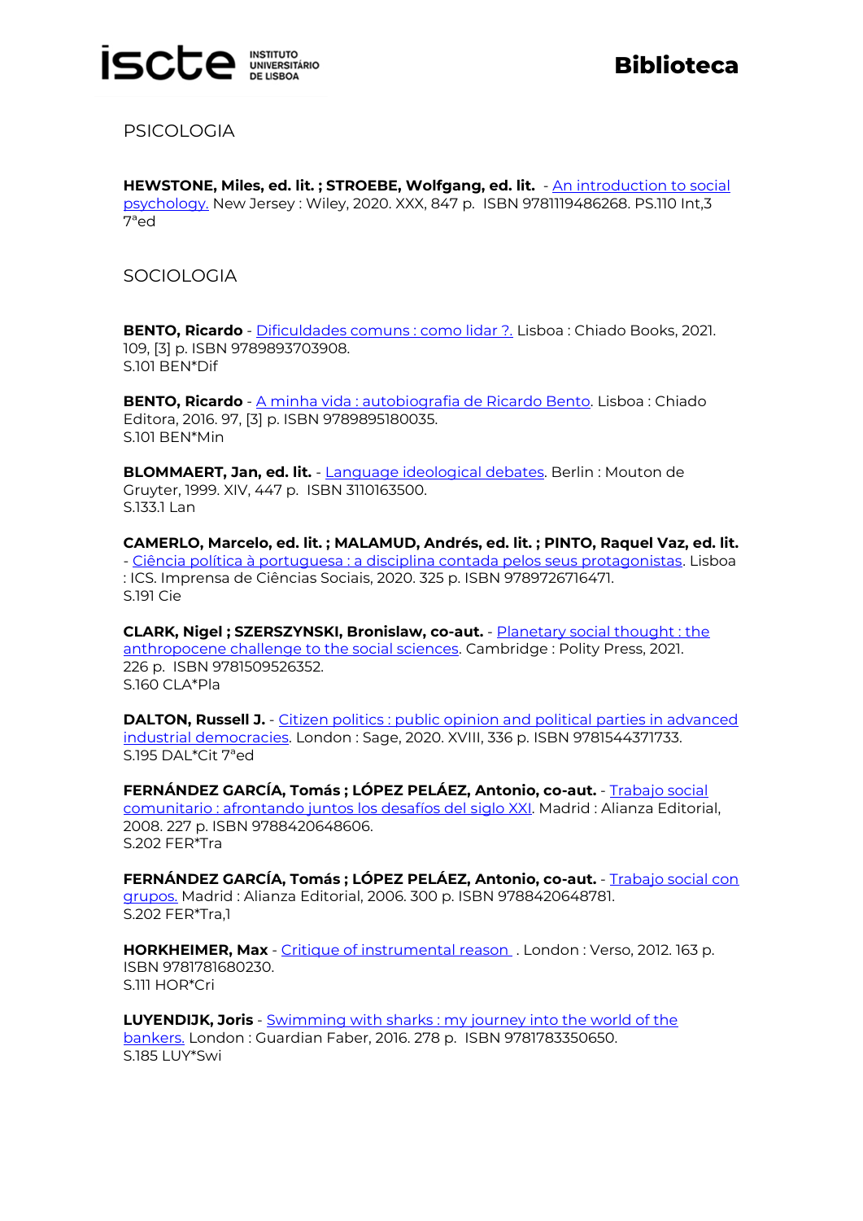## PSICOLOGIA

**HEWSTONE, Miles, ed. lit. ; STROEBE, Wolfgang, ed. lit.** - An introduction to social psychology. New Jersey : Wiley, 2020. XXX, 847 p. ISBN 9781119486268. PS.110 Int,3 7ªed

## SOCIOLOGIA

**BENTO, Ricardo** - Dificuldades comuns : como lidar ?. Lisboa : Chiado Books, 2021. 109, [3] p. ISBN 9789893703908.
S.101 BEN*Dif

**BENTO, Ricardo** - A minha vida : autobiografia de Ricardo Bento. Lisboa : Chiado Editora, 2016. 97, [3] p. ISBN 9789895180035.
S.101 BEN*Min

**BLOMMAERT, Jan, ed. lit.** - Language ideological debates. Berlin : Mouton de Gruyter, 1999. XIV, 447 p. ISBN 3110163500.
S.133.1 Lan

**CAMERLO, Marcelo, ed. lit. ; MALAMUD, Andrés, ed. lit. ; PINTO, Raquel Vaz, ed. lit.** - Ciência política à portuguesa : a disciplina contada pelos seus protagonistas. Lisboa : ICS. Imprensa de Ciências Sociais, 2020. 325 p. ISBN 9789726716471.
S.191 Cie

**CLARK, Nigel ; SZERSZYNSKI, Bronislaw, co-aut.** - Planetary social thought : the anthropocene challenge to the social sciences. Cambridge : Polity Press, 2021. 226 p. ISBN 9781509526352.
S.160 CLA*Pla

**DALTON, Russell J.** - Citizen politics : public opinion and political parties in advanced industrial democracies. London : Sage, 2020. XVIII, 336 p. ISBN 9781544371733.
S.195 DAL*Cit 7ªed

**FERNÁNDEZ GARCÍA, Tomás ; LÓPEZ PELÁEZ, Antonio, co-aut.** - Trabajo social comunitario : afrontando juntos los desafíos del siglo XXI. Madrid : Alianza Editorial, 2008. 227 p. ISBN 9788420648606.
S.202 FER*Tra

**FERNÁNDEZ GARCÍA, Tomás ; LÓPEZ PELÁEZ, Antonio, co-aut.** - Trabajo social con grupos. Madrid : Alianza Editorial, 2006. 300 p. ISBN 9788420648781.
S.202 FER*Tra,1

**HORKHEIMER, Max** - Critique of instrumental reason . London : Verso, 2012. 163 p. ISBN 9781781680230.
S.111 HOR*Cri

**LUYENDIJK, Joris** - Swimming with sharks : my journey into the world of the bankers. London : Guardian Faber, 2016. 278 p. ISBN 9781783350650.
S.185 LUY*Swi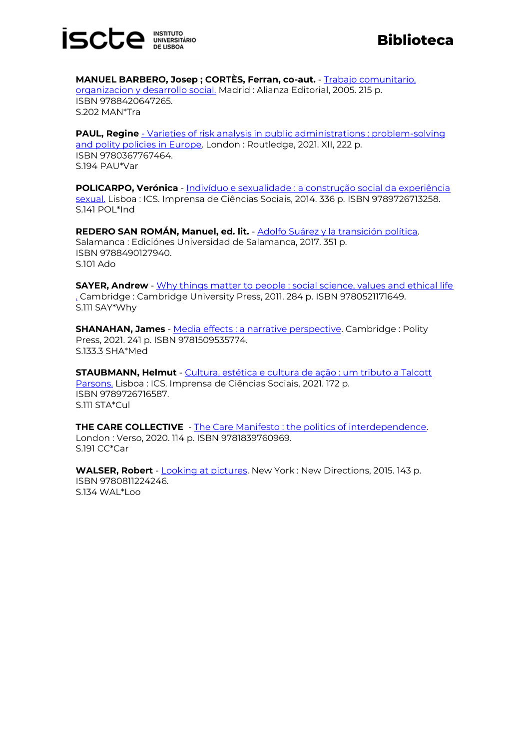**MANUEL BARBERO, Josep ; CORTÈS, Ferran, co-aut.** - Trabajo comunitario, organizacion y desarrollo social. Madrid : Alianza Editorial, 2005. 215 p.
ISBN 9788420647265.
S.202 MAN*Tra

**PAUL, Regine** - Varieties of risk analysis in public administrations : problem-solving and polity policies in Europe. London : Routledge, 2021. XII, 222 p.
ISBN 9780367767464.
S.194 PAU*Var

**POLICARPO, Verónica** - Indivíduo e sexualidade : a construção social da experiência sexual. Lisboa : ICS. Imprensa de Ciências Sociais, 2014. 336 p. ISBN 9789726713258.
S.141 POL*Ind

**REDERO SAN ROMÁN, Manuel, ed. lit.** - Adolfo Suárez y la transición política.
Salamanca : Ediciónes Universidad de Salamanca, 2017. 351 p.
ISBN 9788490127940.
S.101 Ado

**SAYER, Andrew** - Why things matter to people : social science, values and ethical life . Cambridge : Cambridge University Press, 2011. 284 p. ISBN 9780521171649.
S.111 SAY*Why

**SHANAHAN, James** - Media effects : a narrative perspective. Cambridge : Polity Press, 2021. 241 p. ISBN 9781509535774.
S.133.3 SHA*Med

**STAUBMANN, Helmut** - Cultura, estética e cultura de ação : um tributo a Talcott Parsons. Lisboa : ICS. Imprensa de Ciências Sociais, 2021. 172 p.
ISBN 9789726716587.
S.111 STA*Cul

**THE CARE COLLECTIVE** - The Care Manifesto : the politics of interdependence.
London : Verso, 2020. 114 p. ISBN 9781839760969.
S.191 CC*Car

**WALSER, Robert** - Looking at pictures. New York : New Directions, 2015. 143 p.
ISBN 9780811224246.
S.134 WAL*Loo